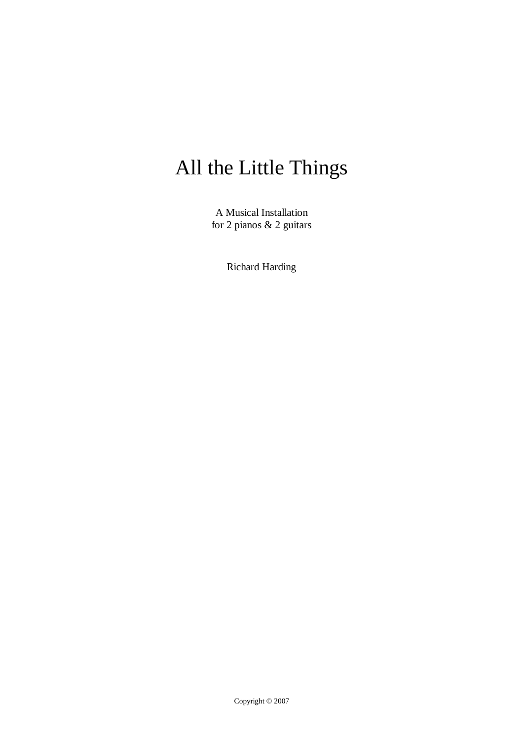# All the Little Things

A Musical Installation
for 2 pianos & 2 guitars

Richard Harding

Copyright © 2007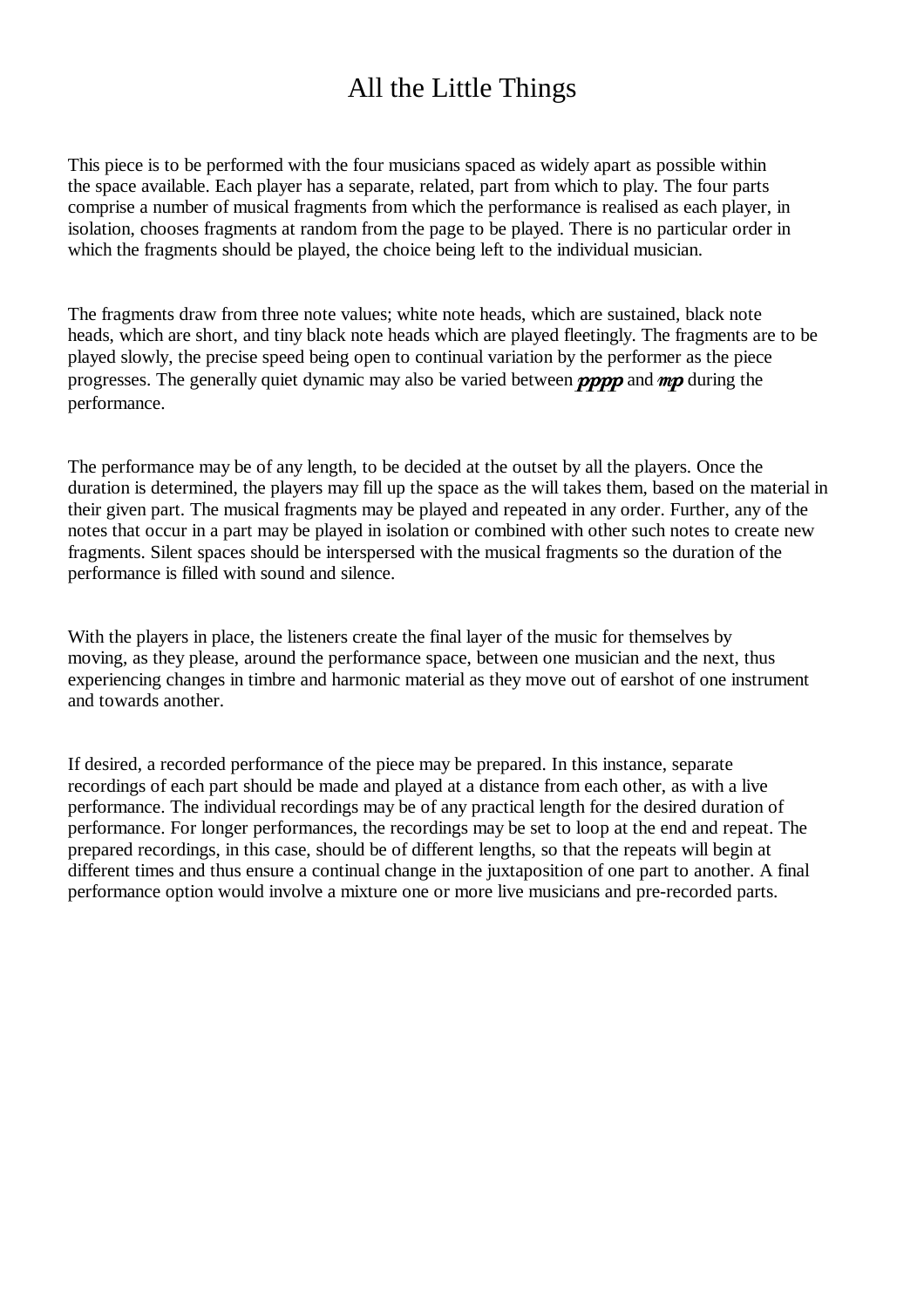# All the Little Things

This piece is to be performed with the four musicians spaced as widely apart as possible within the space available. Each player has a separate, related, part from which to play. The four parts comprise a number of musical fragments from which the performance is realised as each player, in isolation, chooses fragments at random from the page to be played. There is no particular order in which the fragments should be played, the choice being left to the individual musician.

The fragments draw from three note values; white note heads, which are sustained, black note heads, which are short, and tiny black note heads which are played fleetingly. The fragments are to be played slowly, the precise speed being open to continual variation by the performer as the piece progresses. The generally quiet dynamic may also be varied between ***pppp*** and ***mp*** during the performance.

The performance may be of any length, to be decided at the outset by all the players. Once the duration is determined, the players may fill up the space as the will takes them, based on the material in their given part. The musical fragments may be played and repeated in any order. Further, any of the notes that occur in a part may be played in isolation or combined with other such notes to create new fragments. Silent spaces should be interspersed with the musical fragments so the duration of the performance is filled with sound and silence.

With the players in place, the listeners create the final layer of the music for themselves by moving, as they please, around the performance space, between one musician and the next, thus experiencing changes in timbre and harmonic material as they move out of earshot of one instrument and towards another.

If desired, a recorded performance of the piece may be prepared. In this instance, separate recordings of each part should be made and played at a distance from each other, as with a live performance. The individual recordings may be of any practical length for the desired duration of performance. For longer performances, the recordings may be set to loop at the end and repeat. The prepared recordings, in this case, should be of different lengths, so that the repeats will begin at different times and thus ensure a continual change in the juxtaposition of one part to another. A final performance option would involve a mixture one or more live musicians and pre-recorded parts.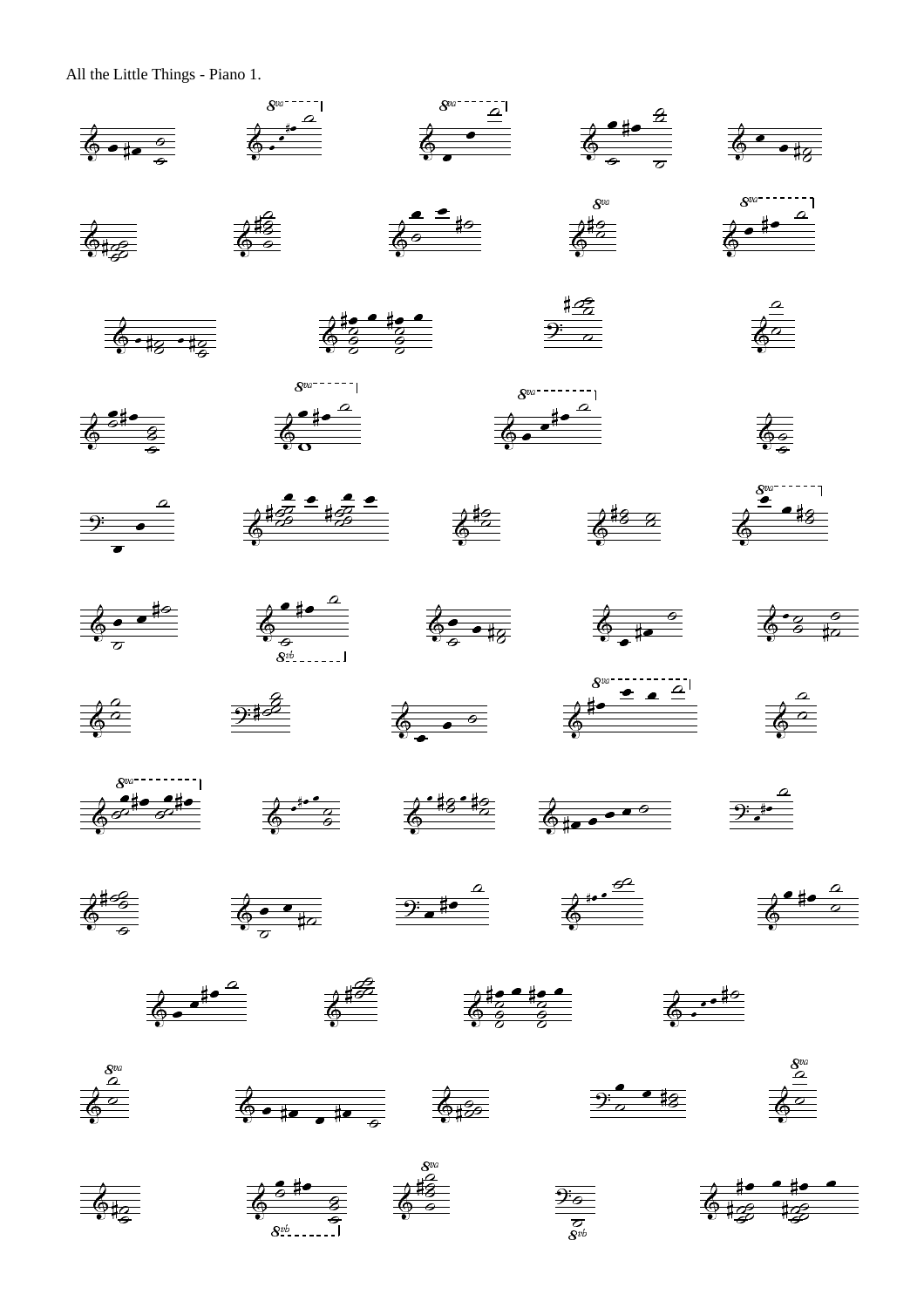All the Little Things - Piano 1.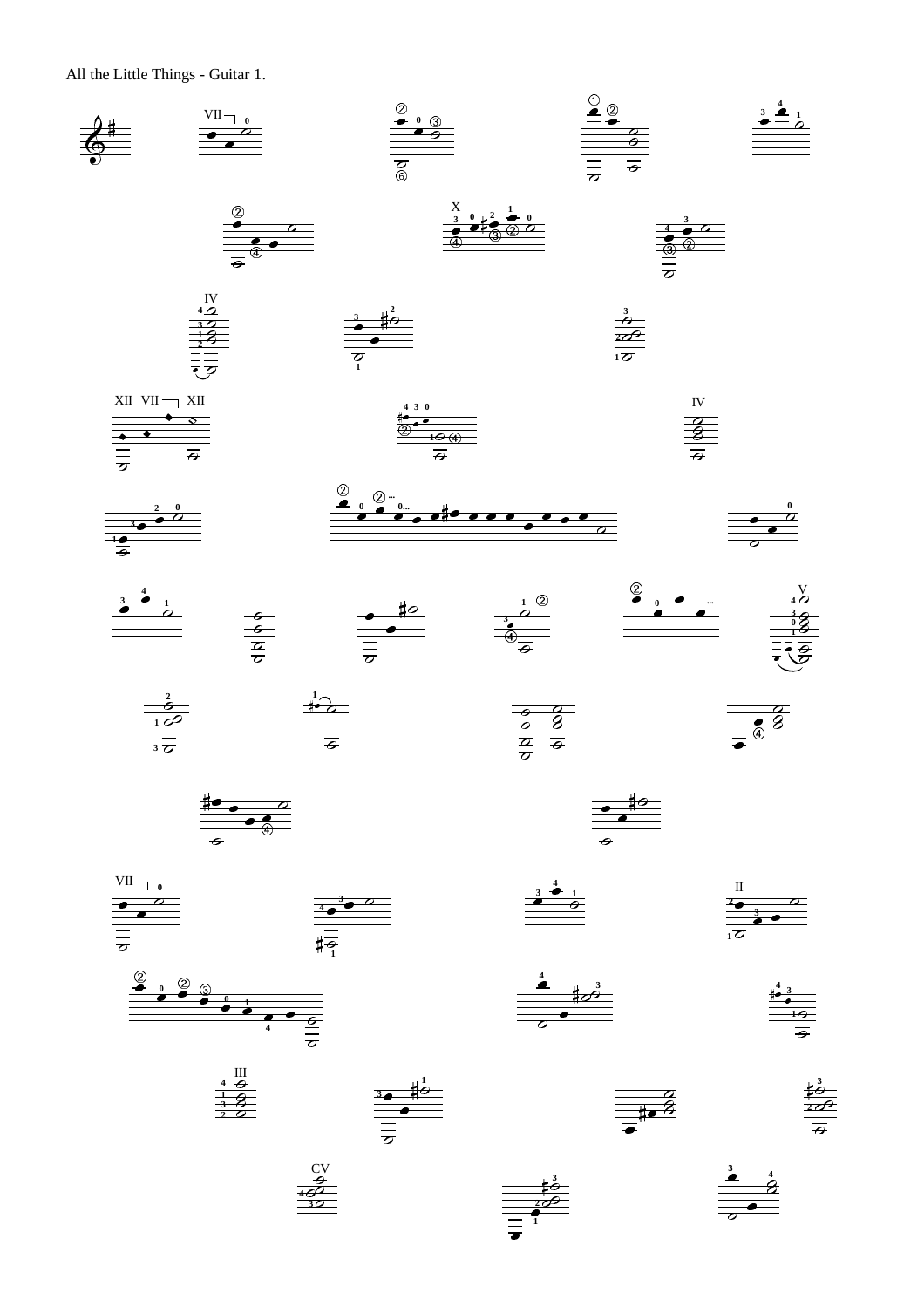All the Little Things - Guitar 1.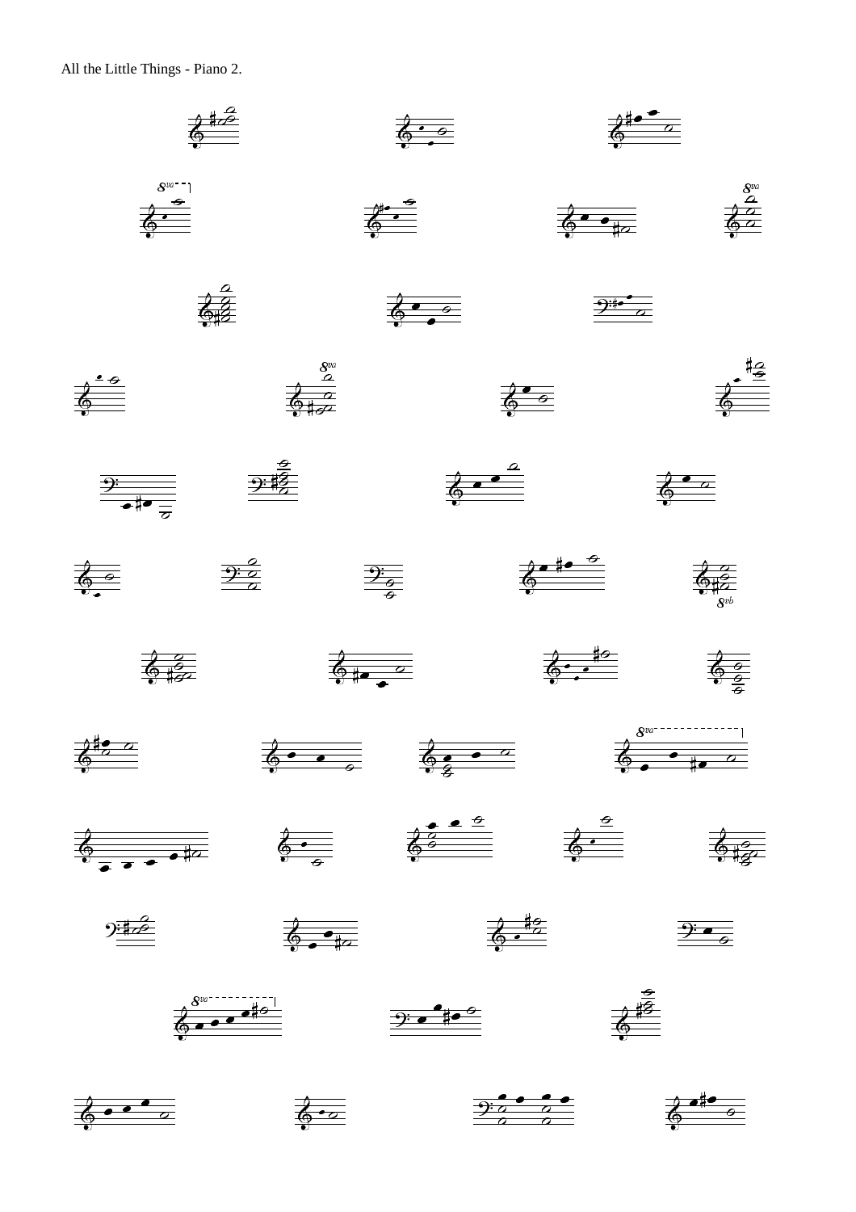All the Little Things - Piano 2.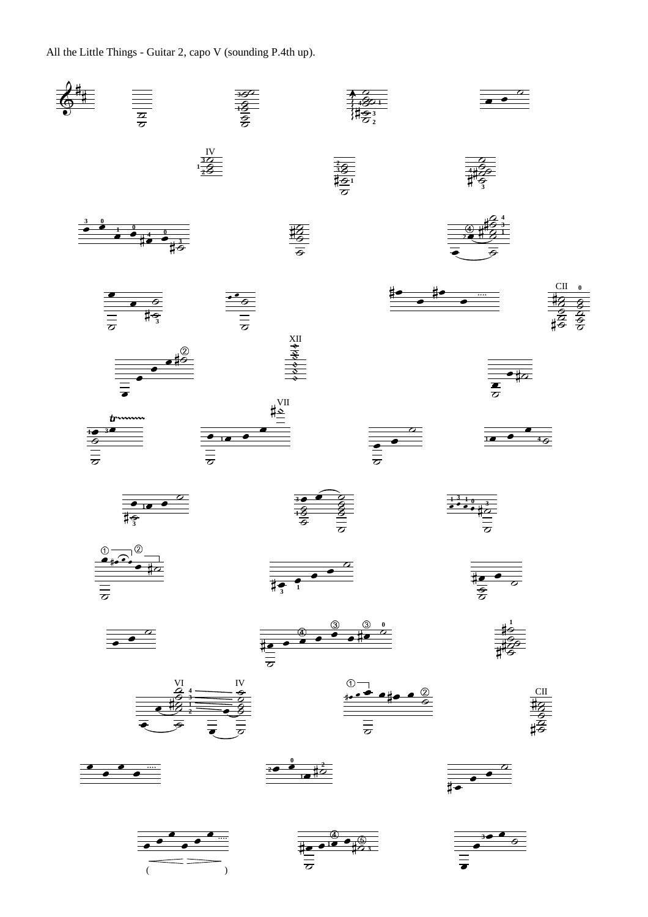All the Little Things - Guitar 2, capo V (sounding P.4th up).